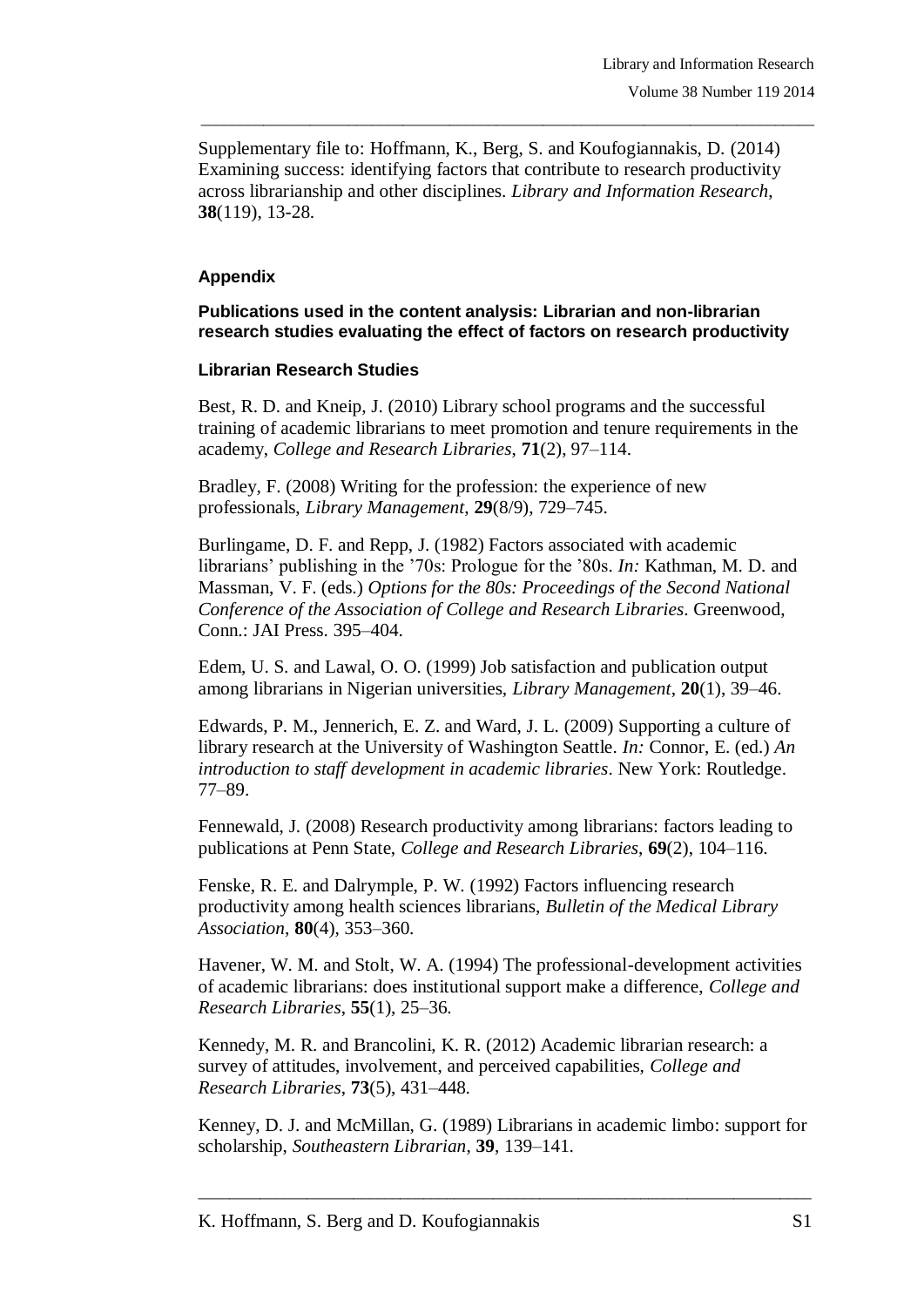Supplementary file to: Hoffmann, K., Berg, S. and Koufogiannakis, D. (2014) Examining success: identifying factors that contribute to research productivity across librarianship and other disciplines. *Library and Information Research*, **38**(119), 13-28.

## Appendix

### Publications used in the content analysis: Librarian and non-librarian research studies evaluating the effect of factors on research productivity

### Librarian Research Studies

Best, R. D. and Kneip, J. (2010) Library school programs and the successful training of academic librarians to meet promotion and tenure requirements in the academy, *College and Research Libraries*, **71**(2), 97–114.

Bradley, F. (2008) Writing for the profession: the experience of new professionals, *Library Management*, **29**(8/9), 729–745.

Burlingame, D. F. and Repp, J. (1982) Factors associated with academic librarians' publishing in the '70s: Prologue for the '80s. *In:* Kathman, M. D. and Massman, V. F. (eds.) *Options for the 80s: Proceedings of the Second National Conference of the Association of College and Research Libraries*. Greenwood, Conn.: JAI Press. 395–404.

Edem, U. S. and Lawal, O. O. (1999) Job satisfaction and publication output among librarians in Nigerian universities, *Library Management*, **20**(1), 39–46.

Edwards, P. M., Jennerich, E. Z. and Ward, J. L. (2009) Supporting a culture of library research at the University of Washington Seattle. *In:* Connor, E. (ed.) *An introduction to staff development in academic libraries*. New York: Routledge. 77–89.

Fennewald, J. (2008) Research productivity among librarians: factors leading to publications at Penn State, *College and Research Libraries*, **69**(2), 104–116.

Fenske, R. E. and Dalrymple, P. W. (1992) Factors influencing research productivity among health sciences librarians, *Bulletin of the Medical Library Association*, **80**(4), 353–360.

Havener, W. M. and Stolt, W. A. (1994) The professional-development activities of academic librarians: does institutional support make a difference, *College and Research Libraries*, **55**(1), 25–36.

Kennedy, M. R. and Brancolini, K. R. (2012) Academic librarian research: a survey of attitudes, involvement, and perceived capabilities, *College and Research Libraries*, **73**(5), 431–448.

Kenney, D. J. and McMillan, G. (1989) Librarians in academic limbo: support for scholarship, *Southeastern Librarian*, **39**, 139–141.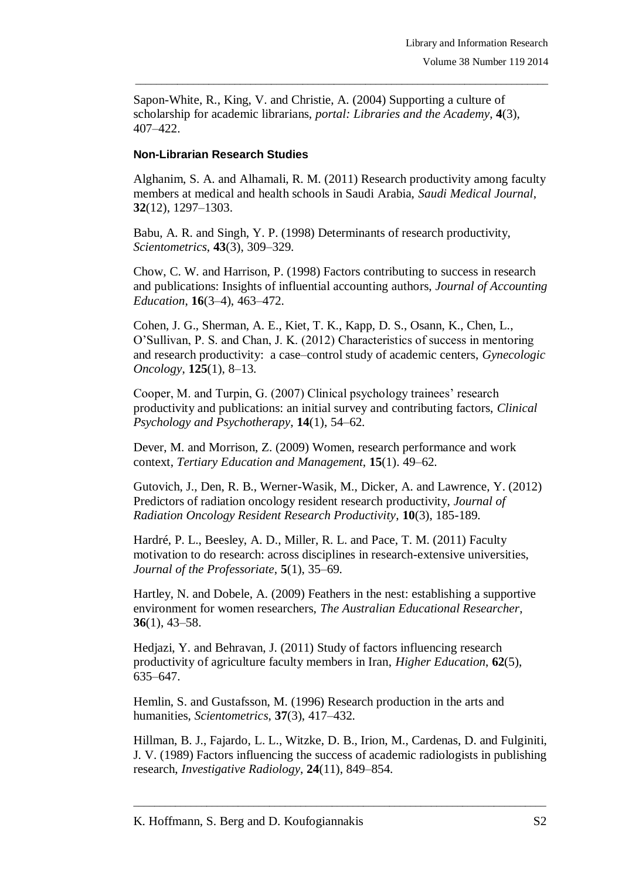Sapon-White, R., King, V. and Christie, A. (2004) Supporting a culture of scholarship for academic librarians, *portal: Libraries and the Academy*, **4**(3), 407–422.

### Non-Librarian Research Studies

Alghanim, S. A. and Alhamali, R. M. (2011) Research productivity among faculty members at medical and health schools in Saudi Arabia, *Saudi Medical Journal*, **32**(12), 1297–1303.

Babu, A. R. and Singh, Y. P. (1998) Determinants of research productivity, *Scientometrics*, **43**(3), 309–329.

Chow, C. W. and Harrison, P. (1998) Factors contributing to success in research and publications: Insights of influential accounting authors, *Journal of Accounting Education*, **16**(3–4), 463–472.

Cohen, J. G., Sherman, A. E., Kiet, T. K., Kapp, D. S., Osann, K., Chen, L., O'Sullivan, P. S. and Chan, J. K. (2012) Characteristics of success in mentoring and research productivity: a case–control study of academic centers, *Gynecologic Oncology*, **125**(1), 8–13.

Cooper, M. and Turpin, G. (2007) Clinical psychology trainees' research productivity and publications: an initial survey and contributing factors, *Clinical Psychology and Psychotherapy*, **14**(1), 54–62.

Dever, M. and Morrison, Z. (2009) Women, research performance and work context, *Tertiary Education and Management*, **15**(1). 49–62.

Gutovich, J., Den, R. B., Werner-Wasik, M., Dicker, A. and Lawrence, Y. (2012) Predictors of radiation oncology resident research productivity, *Journal of Radiation Oncology Resident Research Productivity*, **10**(3), 185-189.

Hardré, P. L., Beesley, A. D., Miller, R. L. and Pace, T. M. (2011) Faculty motivation to do research: across disciplines in research-extensive universities, *Journal of the Professoriate*, **5**(1), 35–69.

Hartley, N. and Dobele, A. (2009) Feathers in the nest: establishing a supportive environment for women researchers, *The Australian Educational Researcher*, **36**(1), 43–58.

Hedjazi, Y. and Behravan, J. (2011) Study of factors influencing research productivity of agriculture faculty members in Iran, *Higher Education*, **62**(5), 635–647.

Hemlin, S. and Gustafsson, M. (1996) Research production in the arts and humanities, *Scientometrics*, **37**(3), 417–432.

Hillman, B. J., Fajardo, L. L., Witzke, D. B., Irion, M., Cardenas, D. and Fulginiti, J. V. (1989) Factors influencing the success of academic radiologists in publishing research, *Investigative Radiology*, **24**(11), 849–854.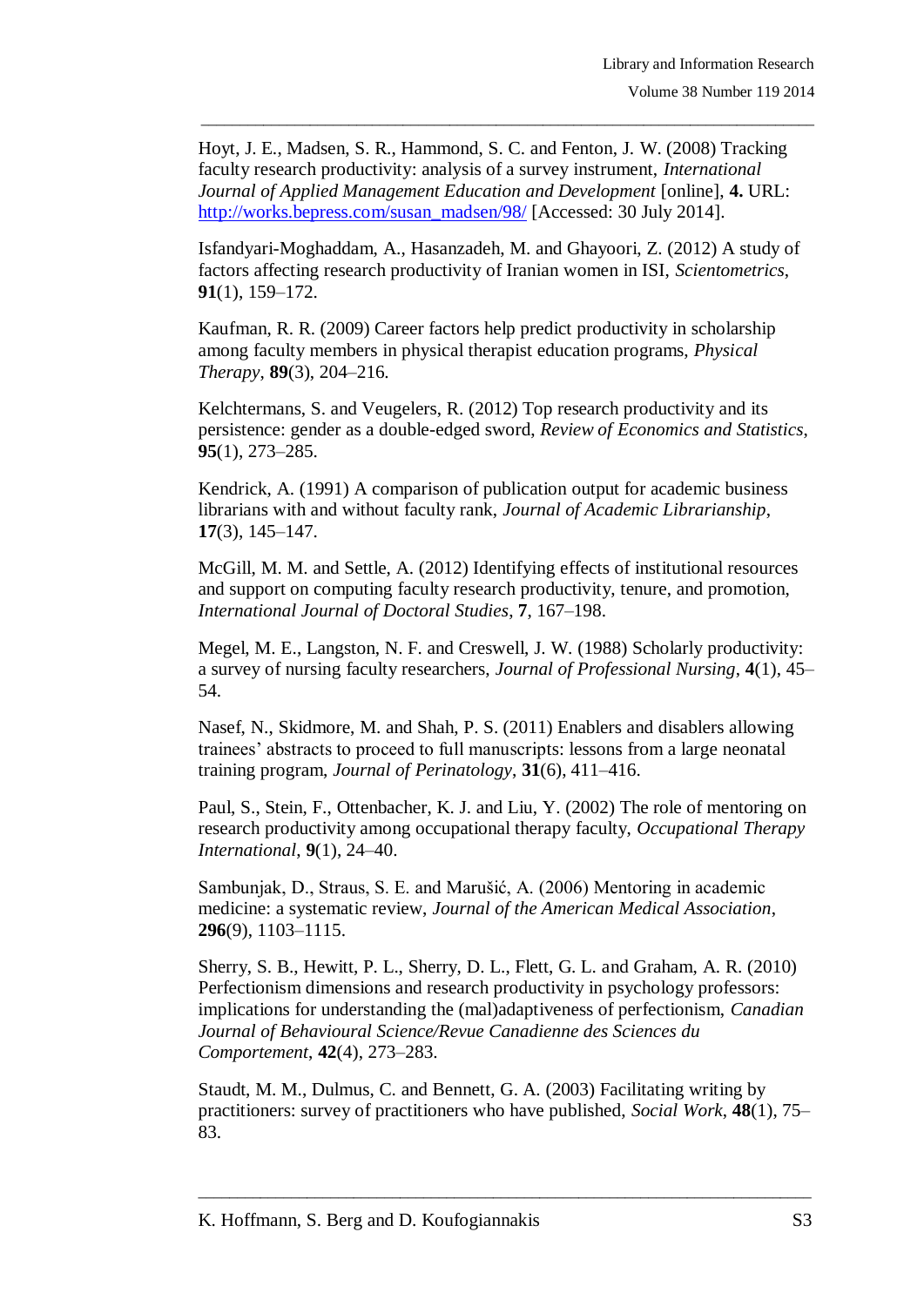Hoyt, J. E., Madsen, S. R., Hammond, S. C. and Fenton, J. W. (2008) Tracking faculty research productivity: analysis of a survey instrument, *International Journal of Applied Management Education and Development* [online], **4.** URL: [http://works.bepress.com/susan_madsen/98/](http://works.bepress.com/susan_madsen/98/) [Accessed: 30 July 2014].

Isfandyari-Moghaddam, A., Hasanzadeh, M. and Ghayoori, Z. (2012) A study of factors affecting research productivity of Iranian women in ISI, *Scientometrics*, **91**(1), 159–172.

Kaufman, R. R. (2009) Career factors help predict productivity in scholarship among faculty members in physical therapist education programs, *Physical Therapy*, **89**(3), 204–216.

Kelchtermans, S. and Veugelers, R. (2012) Top research productivity and its persistence: gender as a double-edged sword, *Review of Economics and Statistics*, **95**(1), 273–285.

Kendrick, A. (1991) A comparison of publication output for academic business librarians with and without faculty rank, *Journal of Academic Librarianship*, **17**(3), 145–147.

McGill, M. M. and Settle, A. (2012) Identifying effects of institutional resources and support on computing faculty research productivity, tenure, and promotion, *International Journal of Doctoral Studies*, **7**, 167–198.

Megel, M. E., Langston, N. F. and Creswell, J. W. (1988) Scholarly productivity: a survey of nursing faculty researchers, *Journal of Professional Nursing*, **4**(1), 45–54.

Nasef, N., Skidmore, M. and Shah, P. S. (2011) Enablers and disablers allowing trainees' abstracts to proceed to full manuscripts: lessons from a large neonatal training program, *Journal of Perinatology*, **31**(6), 411–416.

Paul, S., Stein, F., Ottenbacher, K. J. and Liu, Y. (2002) The role of mentoring on research productivity among occupational therapy faculty, *Occupational Therapy International*, **9**(1), 24–40.

Sambunjak, D., Straus, S. E. and Marušić, A. (2006) Mentoring in academic medicine: a systematic review, *Journal of the American Medical Association*, **296**(9), 1103–1115.

Sherry, S. B., Hewitt, P. L., Sherry, D. L., Flett, G. L. and Graham, A. R. (2010) Perfectionism dimensions and research productivity in psychology professors: implications for understanding the (mal)adaptiveness of perfectionism, *Canadian Journal of Behavioural Science/Revue Canadienne des Sciences du Comportement*, **42**(4), 273–283.

Staudt, M. M., Dulmus, C. and Bennett, G. A. (2003) Facilitating writing by practitioners: survey of practitioners who have published, *Social Work*, **48**(1), 75–83.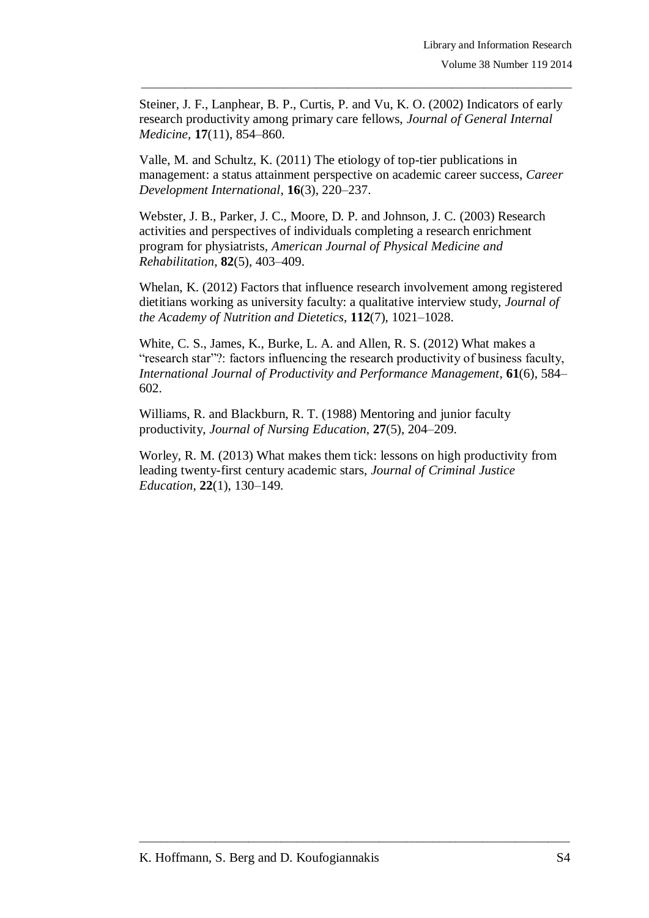Steiner, J. F., Lanphear, B. P., Curtis, P. and Vu, K. O. (2002) Indicators of early research productivity among primary care fellows, *Journal of General Internal Medicine*, **17**(11), 854–860.

Valle, M. and Schultz, K. (2011) The etiology of top-tier publications in management: a status attainment perspective on academic career success, *Career Development International*, **16**(3), 220–237.

Webster, J. B., Parker, J. C., Moore, D. P. and Johnson, J. C. (2003) Research activities and perspectives of individuals completing a research enrichment program for physiatrists, *American Journal of Physical Medicine and Rehabilitation*, **82**(5), 403–409.

Whelan, K. (2012) Factors that influence research involvement among registered dietitians working as university faculty: a qualitative interview study, *Journal of the Academy of Nutrition and Dietetics*, **112**(7), 1021–1028.

White, C. S., James, K., Burke, L. A. and Allen, R. S. (2012) What makes a "research star"?: factors influencing the research productivity of business faculty, *International Journal of Productivity and Performance Management*, **61**(6), 584–602.

Williams, R. and Blackburn, R. T. (1988) Mentoring and junior faculty productivity, *Journal of Nursing Education*, **27**(5), 204–209.

Worley, R. M. (2013) What makes them tick: lessons on high productivity from leading twenty-first century academic stars, *Journal of Criminal Justice Education*, **22**(1), 130–149.